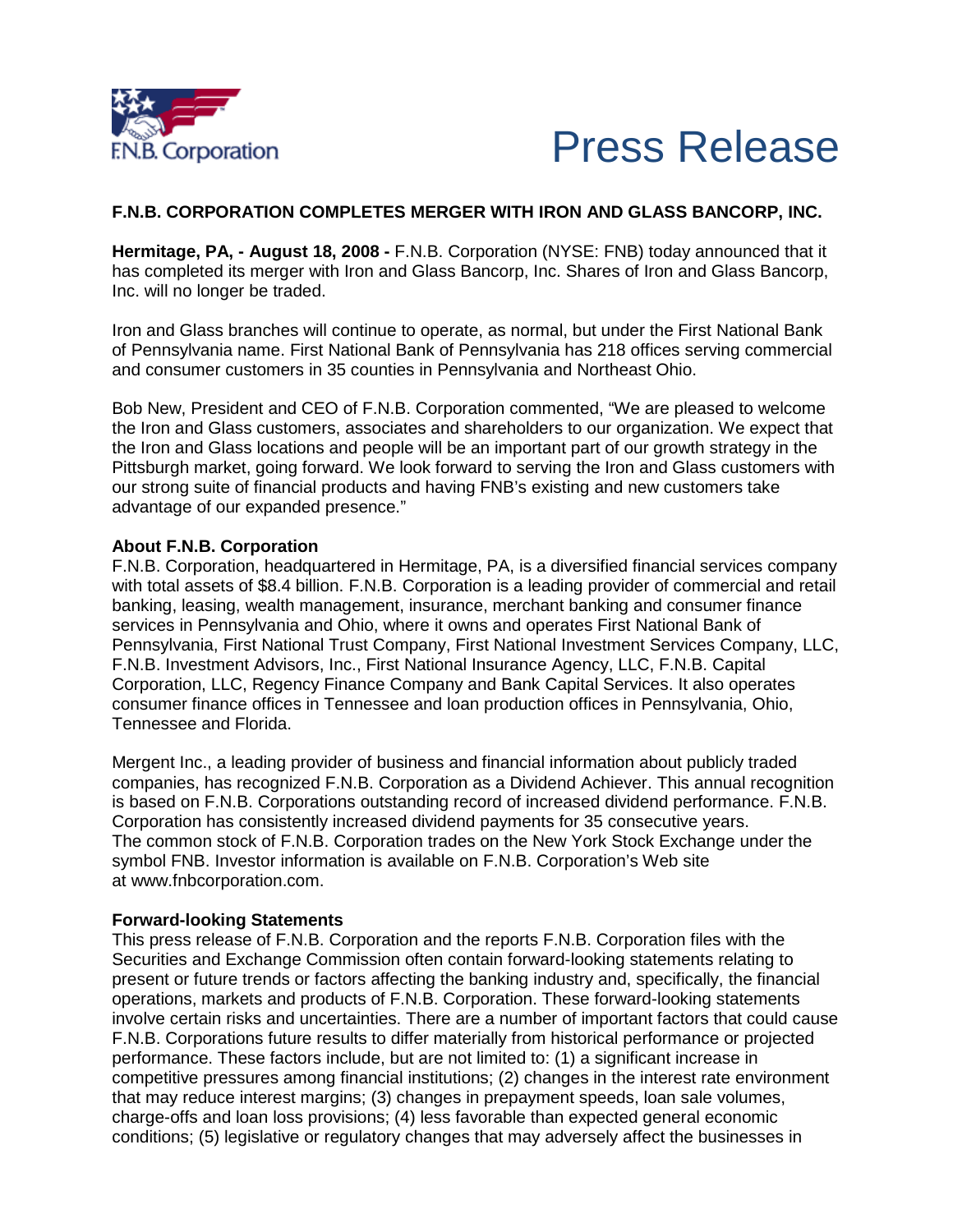F.N.B. Corporation

# Press Release

## F.N.B. CORPORATION COMPLETES MERGER WITH IRON AND GLASS BANCORP, INC.

**Hermitage, PA, - August 18, 2008 -** F.N.B. Corporation (NYSE: FNB) today announced that it has completed its merger with Iron and Glass Bancorp, Inc. Shares of Iron and Glass Bancorp, Inc. will no longer be traded.

Iron and Glass branches will continue to operate, as normal, but under the First National Bank of Pennsylvania name. First National Bank of Pennsylvania has 218 offices serving commercial and consumer customers in 35 counties in Pennsylvania and Northeast Ohio.

Bob New, President and CEO of F.N.B. Corporation commented, "We are pleased to welcome the Iron and Glass customers, associates and shareholders to our organization. We expect that the Iron and Glass locations and people will be an important part of our growth strategy in the Pittsburgh market, going forward. We look forward to serving the Iron and Glass customers with our strong suite of financial products and having FNB's existing and new customers take advantage of our expanded presence."

**About F.N.B. Corporation**

F.N.B. Corporation, headquartered in Hermitage, PA, is a diversified financial services company with total assets of $8.4 billion. F.N.B. Corporation is a leading provider of commercial and retail banking, leasing, wealth management, insurance, merchant banking and consumer finance services in Pennsylvania and Ohio, where it owns and operates First National Bank of Pennsylvania, First National Trust Company, First National Investment Services Company, LLC, F.N.B. Investment Advisors, Inc., First National Insurance Agency, LLC, F.N.B. Capital Corporation, LLC, Regency Finance Company and Bank Capital Services. It also operates consumer finance offices in Tennessee and loan production offices in Pennsylvania, Ohio, Tennessee and Florida.

Mergent Inc., a leading provider of business and financial information about publicly traded companies, has recognized F.N.B. Corporation as a Dividend Achiever. This annual recognition is based on F.N.B. Corporations outstanding record of increased dividend performance. F.N.B. Corporation has consistently increased dividend payments for 35 consecutive years. The common stock of F.N.B. Corporation trades on the New York Stock Exchange under the symbol FNB. Investor information is available on F.N.B. Corporation's Web site at www.fnbcorporation.com.

**Forward-looking Statements**

This press release of F.N.B. Corporation and the reports F.N.B. Corporation files with the Securities and Exchange Commission often contain forward-looking statements relating to present or future trends or factors affecting the banking industry and, specifically, the financial operations, markets and products of F.N.B. Corporation. These forward-looking statements involve certain risks and uncertainties. There are a number of important factors that could cause F.N.B. Corporations future results to differ materially from historical performance or projected performance. These factors include, but are not limited to: (1) a significant increase in competitive pressures among financial institutions; (2) changes in the interest rate environment that may reduce interest margins; (3) changes in prepayment speeds, loan sale volumes, charge-offs and loan loss provisions; (4) less favorable than expected general economic conditions; (5) legislative or regulatory changes that may adversely affect the businesses in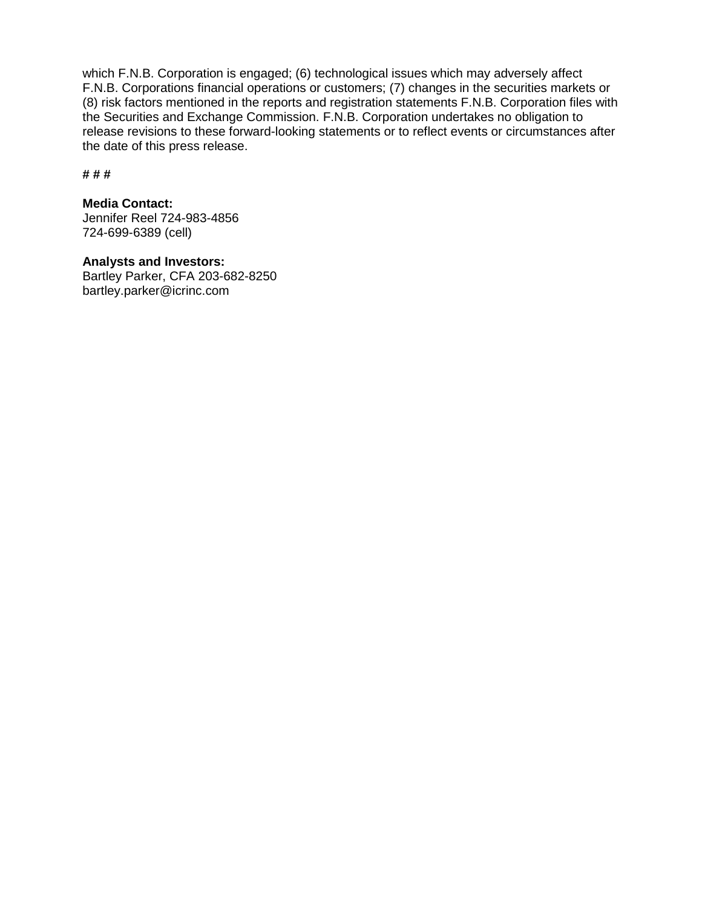which F.N.B. Corporation is engaged; (6) technological issues which may adversely affect F.N.B. Corporations financial operations or customers; (7) changes in the securities markets or (8) risk factors mentioned in the reports and registration statements F.N.B. Corporation files with the Securities and Exchange Commission. F.N.B. Corporation undertakes no obligation to release revisions to these forward-looking statements or to reflect events or circumstances after the date of this press release.

# # #

**Media Contact:**
Jennifer Reel 724-983-4856
724-699-6389 (cell)

**Analysts and Investors:**
Bartley Parker, CFA 203-682-8250
bartley.parker@icrinc.com